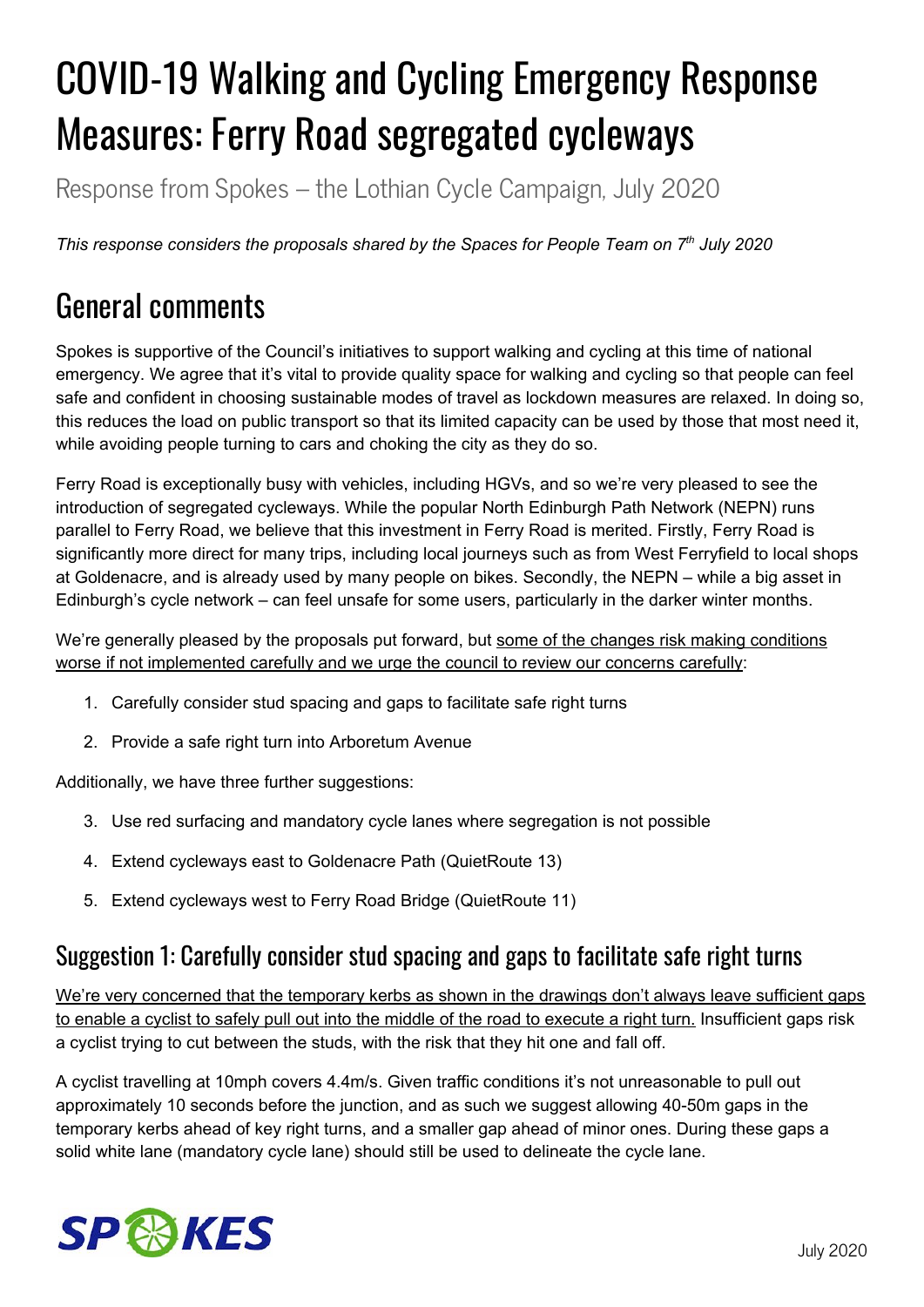# COVID-19 Walking and Cycling Emergency Response Measures: Ferry Road segregated cycleways

Response from Spokes – the Lothian Cycle Campaign, July 2020

*This response considers the proposals shared by the Spaces for People Team on 7th July 2020*

## General comments

Spokes is supportive of the Council's initiatives to support walking and cycling at this time of national emergency. We agree that it's vital to provide quality space for walking and cycling so that people can feel safe and confident in choosing sustainable modes of travel as lockdown measures are relaxed. In doing so, this reduces the load on public transport so that its limited capacity can be used by those that most need it, while avoiding people turning to cars and choking the city as they do so.

Ferry Road is exceptionally busy with vehicles, including HGVs, and so we're very pleased to see the introduction of segregated cycleways. While the popular North Edinburgh Path Network (NEPN) runs parallel to Ferry Road, we believe that this investment in Ferry Road is merited. Firstly, Ferry Road is significantly more direct for many trips, including local journeys such as from West Ferryfield to local shops at Goldenacre, and is already used by many people on bikes. Secondly, the NEPN – while a big asset in Edinburgh's cycle network – can feel unsafe for some users, particularly in the darker winter months.

We're generally pleased by the proposals put forward, but <u>some of the changes risk making conditions worse if not implemented carefully and we urge the council to review our concerns carefully</u>:

1. Carefully consider stud spacing and gaps to facilitate safe right turns
2. Provide a safe right turn into Arboretum Avenue

Additionally, we have three further suggestions:

3. Use red surfacing and mandatory cycle lanes where segregation is not possible
4. Extend cycleways east to Goldenacre Path (QuietRoute 13)
5. Extend cycleways west to Ferry Road Bridge (QuietRoute 11)

### Suggestion 1: Carefully consider stud spacing and gaps to facilitate safe right turns

<u>We're very concerned that the temporary kerbs as shown in the drawings don't always leave sufficient gaps to enable a cyclist to safely pull out into the middle of the road to execute a right turn.</u> Insufficient gaps risk a cyclist trying to cut between the studs, with the risk that they hit one and fall off.

A cyclist travelling at 10mph covers 4.4m/s. Given traffic conditions it's not unreasonable to pull out approximately 10 seconds before the junction, and as such we suggest allowing 40-50m gaps in the temporary kerbs ahead of key right turns, and a smaller gap ahead of minor ones. During these gaps a solid white lane (mandatory cycle lane) should still be used to delineate the cycle lane.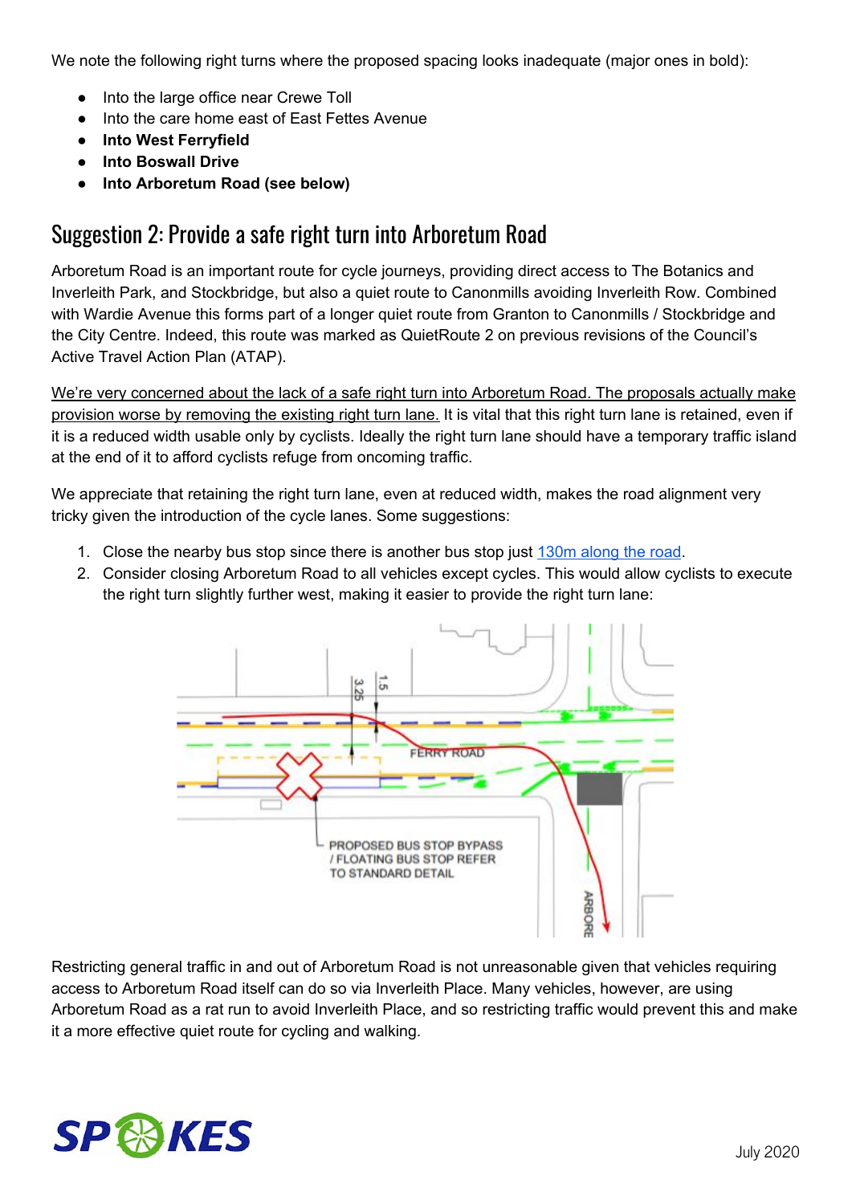We note the following right turns where the proposed spacing looks inadequate (major ones in bold):

- Into the large office near Crewe Toll
- Into the care home east of East Fettes Avenue
- **Into West Ferryfield**
- **Into Boswall Drive**
- **Into Arboretum Road (see below)**

## Suggestion 2: Provide a safe right turn into Arboretum Road

Arboretum Road is an important route for cycle journeys, providing direct access to The Botanics and Inverleith Park, and Stockbridge, but also a quiet route to Canonmills avoiding Inverleith Row. Combined with Wardie Avenue this forms part of a longer quiet route from Granton to Canonmills / Stockbridge and the City Centre. Indeed, this route was marked as QuietRoute 2 on previous revisions of the Council's Active Travel Action Plan (ATAP).

We're very concerned about the lack of a safe right turn into Arboretum Road. The proposals actually make provision worse by removing the existing right turn lane. It is vital that this right turn lane is retained, even if it is a reduced width usable only by cyclists. Ideally the right turn lane should have a temporary traffic island at the end of it to afford cyclists refuge from oncoming traffic.

We appreciate that retaining the right turn lane, even at reduced width, makes the road alignment very tricky given the introduction of the cycle lanes. Some suggestions:

1. Close the nearby bus stop since there is another bus stop just 130m along the road.
2. Consider closing Arboretum Road to all vehicles except cycles. This would allow cyclists to execute the right turn slightly further west, making it easier to provide the right turn lane:

Restricting general traffic in and out of Arboretum Road is not unreasonable given that vehicles requiring access to Arboretum Road itself can do so via Inverleith Place. Many vehicles, however, are using Arboretum Road as a rat run to avoid Inverleith Place, and so restricting traffic would prevent this and make it a more effective quiet route for cycling and walking.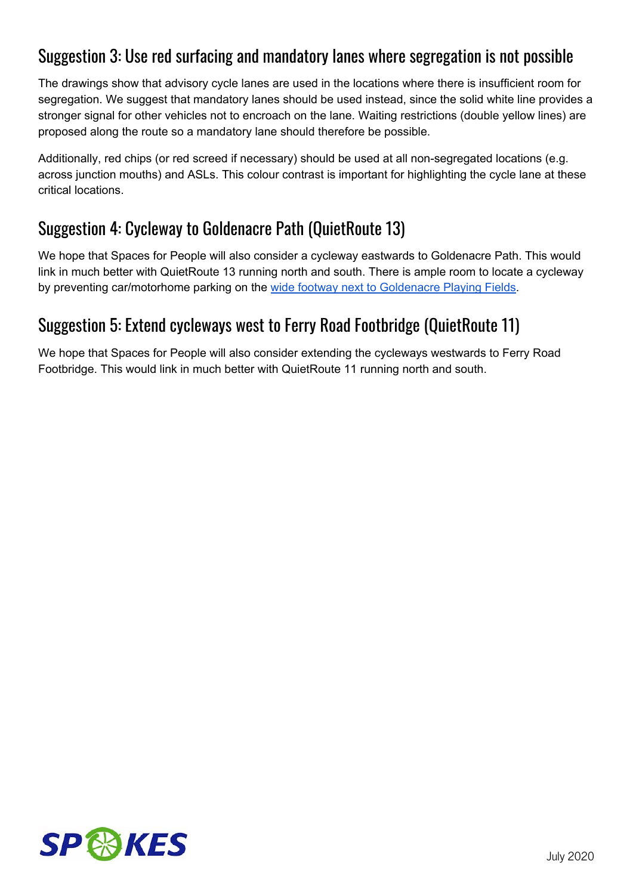## Suggestion 3: Use red surfacing and mandatory lanes where segregation is not possible

The drawings show that advisory cycle lanes are used in the locations where there is insufficient room for segregation. We suggest that mandatory lanes should be used instead, since the solid white line provides a stronger signal for other vehicles not to encroach on the lane. Waiting restrictions (double yellow lines) are proposed along the route so a mandatory lane should therefore be possible.

Additionally, red chips (or red screed if necessary) should be used at all non-segregated locations (e.g. across junction mouths) and ASLs. This colour contrast is important for highlighting the cycle lane at these critical locations.

## Suggestion 4: Cycleway to Goldenacre Path (QuietRoute 13)

We hope that Spaces for People will also consider a cycleway eastwards to Goldenacre Path. This would link in much better with QuietRoute 13 running north and south. There is ample room to locate a cycleway by preventing car/motorhome parking on the wide footway next to Goldenacre Playing Fields.

## Suggestion 5: Extend cycleways west to Ferry Road Footbridge (QuietRoute 11)

We hope that Spaces for People will also consider extending the cycleways westwards to Ferry Road Footbridge. This would link in much better with QuietRoute 11 running north and south.

SPOKES

July 2020